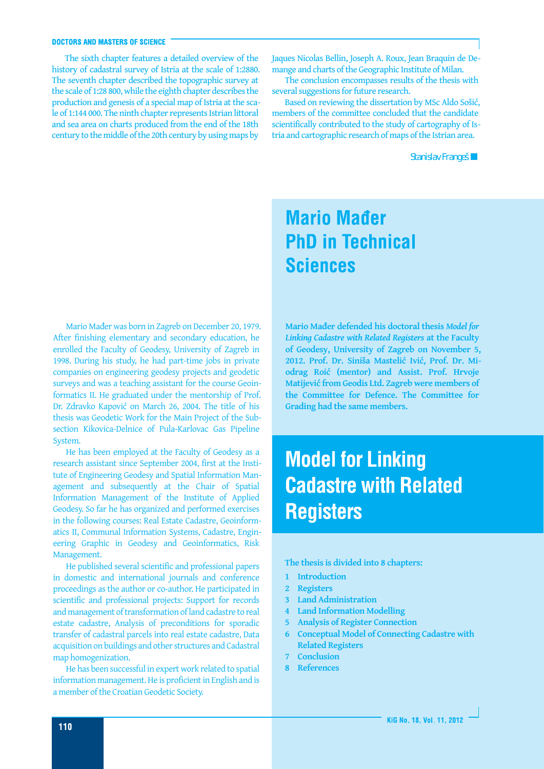The sixth chapter features a detailed overview of the history of cadastral survey of Istria at the scale of 1:2880. The seventh chapter described the topographic survey at the scale of 1:28 800, while the eighth chapter describes the production and genesis of a special map of Istria at the scale of 1:144 000. The ninth chapter represents Istrian littoral and sea area on charts produced from the end of the 18th century to the middle of the 20th century by using maps by Jaques Nicolas Bellin, Joseph A. Roux, Jean Braquin de Demange and charts of the Geographic Institute of Milan.

The conclusion encompasses results of the thesis with several suggestions for future research.

Based on reviewing the dissertation by MSc Aldo Sošić, members of the committee concluded that the candidate scientifically contributed to the study of cartography of Istria and cartographic research of maps of the Istrian area.

Stanislav Frangeš

# Mario Mađer PhD in Technical Sciences

**Mario Mađer defended his doctoral thesis *Model for Linking Cadastre with Related Registers* at the Faculty of Geodesy, University of Zagreb on November 5, 2012. Prof. Dr. Siniša Mastelić Ivić, Prof. Dr. Miodrag Roić (mentor) and Assist. Prof. Hrvoje Matijević from Geodis Ltd. Zagreb were members of the Committee for Defence. The Committee for Grading had the same members.**

Mario Mađer was born in Zagreb on December 20, 1979. After finishing elementary and secondary education, he enrolled the Faculty of Geodesy, University of Zagreb in 1998. During his study, he had part-time jobs in private companies on engineering geodesy projects and geodetic surveys and was a teaching assistant for the course Geoinformatics II. He graduated under the mentorship of Prof. Dr. Zdravko Kapović on March 26, 2004. The title of his thesis was Geodetic Work for the Main Project of the Subsection Kikovica-Delnice of Pula-Karlovac Gas Pipeline System.

He has been employed at the Faculty of Geodesy as a research assistant since September 2004, first at the Institute of Engineering Geodesy and Spatial Information Management and subsequently at the Chair of Spatial Information Management of the Institute of Applied Geodesy. So far he has organized and performed exercises in the following courses: Real Estate Cadastre, Geoinformatics II, Communal Information Systems, Cadastre, Engineering Graphic in Geodesy and Geoinformatics, Risk Management.

He published several scientific and professional papers in domestic and international journals and conference proceedings as the author or co-author. He participated in scientific and professional projects: Support for records and management of transformation of land cadastre to real estate cadastre, Analysis of preconditions for sporadic transfer of cadastral parcels into real estate cadastre, Data acquisition on buildings and other structures and Cadastral map homogenization.

He has been successful in expert work related to spatial information management. He is proficient in English and is a member of the Croatian Geodetic Society.

## Model for Linking Cadastre with Related Registers

**The thesis is divided into 8 chapters:**

1. **Introduction**
2. **Registers**
3. **Land Administration**
4. **Land Information Modelling**
5. **Analysis of Register Connection**
6. **Conceptual Model of Connecting Cadastre with Related Registers**
7. **Conclusion**
8. **References**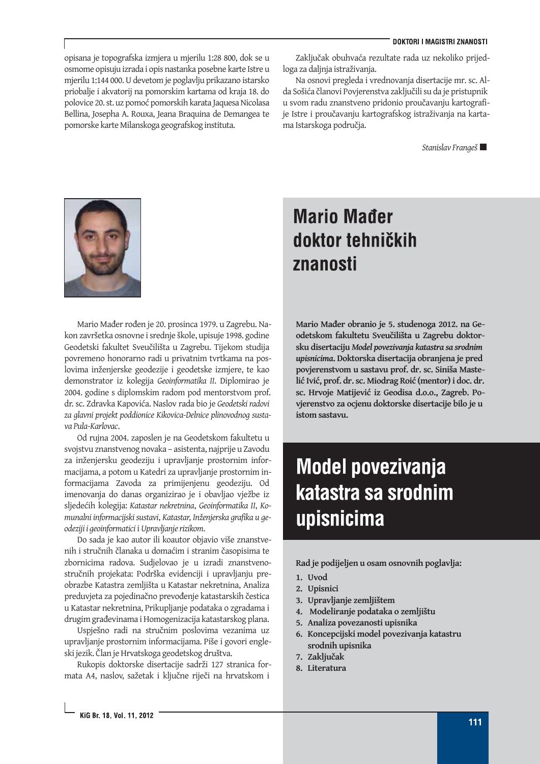opisana je topografska izmjera u mjerilu 1:28 800, dok se u osmome opisuju izrada i opis nastanka posebne karte Istre u mjerilu 1:144 000. U devetom je poglavlju prikazano istarsko priobalje i akvatorij na pomorskim kartama od kraja 18. do polovice 20. st. uz pomoć pomorskih karata Jaquesa Nicolasa Bellina, Josepha A. Rouxa, Jeana Braquina de Demangea te pomorske karte Milanskoga geografskog instituta.

Zaključak obuhvaća rezultate rada uz nekoliko prijedloga za daljnja istraživanja.

Na osnovi pregleda i vrednovanja disertacije mr. sc. Alda Sošića članovi Povjerenstva zaključili su da je pristupnik u svom radu znanstveno pridonio proučavanju kartografije Istre i proučavanju kartografskog istraživanja na karta ma Istarskoga područja.

*Stanislav Frangeš*

# Mario Mađer doktor tehničkih znanosti

**Mario Mađer obranio je 5. studenoga 2012. na Geodetskom fakultetu Sveučilišta u Zagrebu doktorsku disertaciju *Model povezivanja katastra sa srodnim upisnicima*. Doktorska disertacija obranjena je pred povjerenstvom u sastavu prof. dr. sc. Siniša Mastelić Ivić, prof. dr. sc. Miodrag Roić (mentor) i doc. dr. sc. Hrvoje Matijević iz Geodisa d.o.o., Zagreb. Povjerenstvo za ocjenu doktorske disertacije bilo je u istom sastavu.**

Mario Mađer rođen je 20. prosinca 1979. u Zagrebu. Nakon završetka osnovne i srednje škole, upisuje 1998. godine Geodetski fakultet Sveučilišta u Zagrebu. Tijekom studija povremeno honorarno radi u privatnim tvrtkama na poslovima inženjerske geodezije i geodetske izmjere, te kao demonstrator iz kolegija *Geoinformatika II*. Diplomirao je 2004. godine s diplomskim radom pod mentorstvom prof. dr. sc. Zdravka Kapovića. Naslov rada bio je *Geodetski radovi za glavni projekt poddionice Kikovica-Delnice plinovodnog sustava Pula-Karlovac*.

Od rujna 2004. zaposlen je na Geodetskom fakultetu u svojstvu znanstvenog novaka – asistenta, najprije u Zavodu za inženjersku geodeziju i upravljanje prostornim informacijama, a potom u Katedri za upravljanje prostornim informacijama Zavoda za primijenjenu geodeziju. Od imenovanja do danas organizirao je i obavljao vježbe iz sljedećih kolegija: *Katastar nekretnina*, *Geoinformatika II*, *Komunalni informacijski sustavi*, *Katastar*, *Inženjerska grafika u geodeziji i geoinformatici* i *Upravljanje rizikom*.

Do sada je kao autor ili koautor objavio više znanstvenih i stručnih članaka u domaćim i stranim časopisima te zbornicima radova. Sudjelovao je u izradi znanstveno-stručnih projekata: Podrška evidenciji i upravljanju preobrazbe Katastra zemljišta u Katastar nekretnina, Analiza preduvjeta za pojedinačno prevođenje katastarskih čestica u Katastar nekretnina, Prikupljanje podataka o zgradama i drugim građevinama i Homogenizacija katastarskog plana.

Uspješno radi na stručnim poslovima vezanima uz upravljanje prostornim informacijama. Piše i govori engleski jezik. Član je Hrvatskoga geodetskog društva.

Rukopis doktorske disertacije sadrži 127 stranica formata A4, naslov, sažetak i ključne riječi na hrvatskom i

# Model povezivanja katastra sa srodnim upisnicima

**Rad je podijeljen u osam osnovnih poglavlja:**

1. **Uvod**
2. **Upisnici**
3. **Upravljanje zemljištem**
4. **Modeliranje podataka o zemljištu**
5. **Analiza povezanosti upisnika**
6. **Koncepcijski model povezivanja katastru srodnih upisnika**
7. **Zaključak**
8. **Literatura**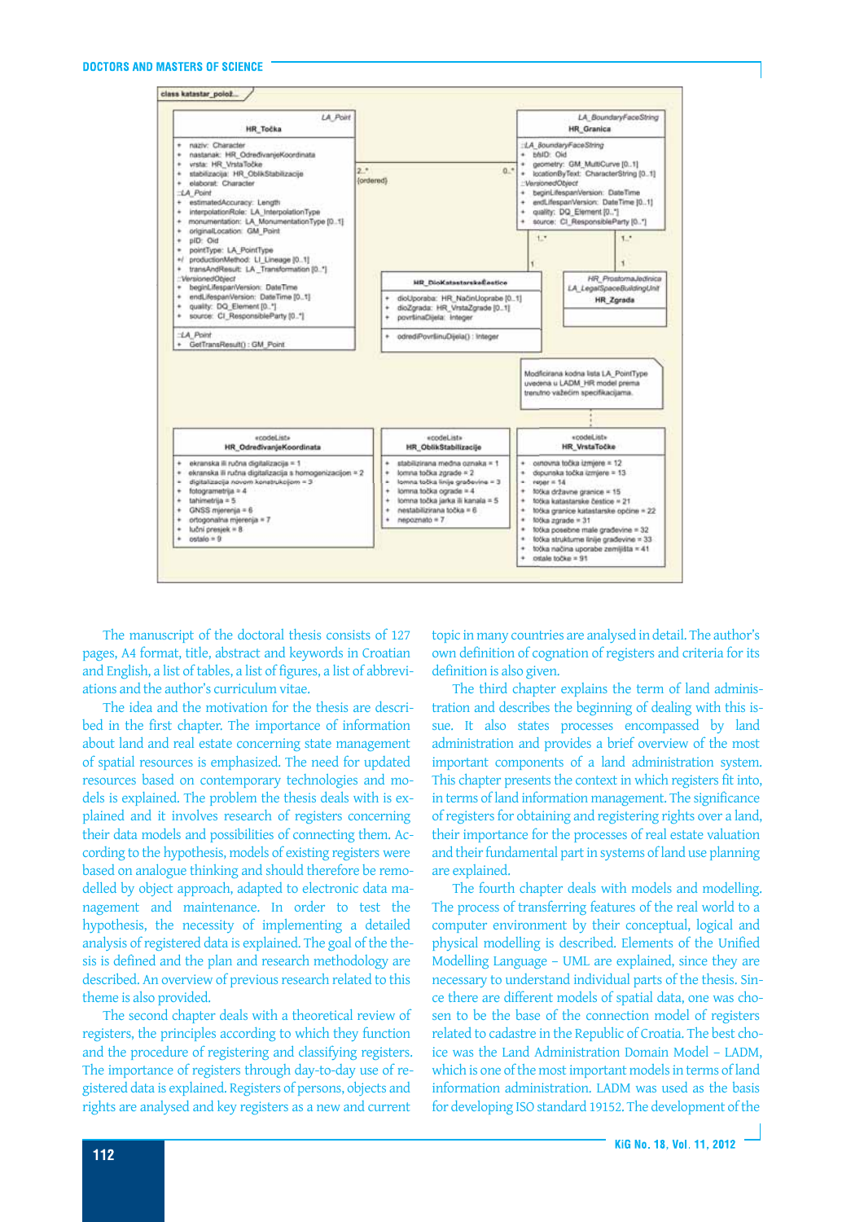The manuscript of the doctoral thesis consists of 127 pages, A4 format, title, abstract and keywords in Croatian and English, a list of tables, a list of figures, a list of abbreviations and the author's curriculum vitae.

The idea and the motivation for the thesis are described in the first chapter. The importance of information about land and real estate concerning state management of spatial resources is emphasized. The need for updated resources based on contemporary technologies and models is explained. The problem the thesis deals with is explained and it involves research of registers concerning their data models and possibilities of connecting them. According to the hypothesis, models of existing registers were based on analogue thinking and should therefore be remodelled by object approach, adapted to electronic data management and maintenance. In order to test the hypothesis, the necessity of implementing a detailed analysis of registered data is explained. The goal of the thesis is defined and the plan and research methodology are described. An overview of previous research related to this theme is also provided.

The second chapter deals with a theoretical review of registers, the principles according to which they function and the procedure of registering and classifying registers. The importance of registers through day-to-day use of registered data is explained. Registers of persons, objects and rights are analysed and key registers as a new and current topic in many countries are analysed in detail. The author's own definition of cognation of registers and criteria for its definition is also given.

The third chapter explains the term of land administration and describes the beginning of dealing with this issue. It also states processes encompassed by land administration and provides a brief overview of the most important components of a land administration system. This chapter presents the context in which registers fit into, in terms of land information management. The significance of registers for obtaining and registering rights over a land, their importance for the processes of real estate valuation and their fundamental part in systems of land use planning are explained.

The fourth chapter deals with models and modelling. The process of transferring features of the real world to a computer environment by their conceptual, logical and physical modelling is described. Elements of the Unified Modelling Language – UML are explained, since they are necessary to understand individual parts of the thesis. Since there are different models of spatial data, one was chosen to be the base of the connection model of registers related to cadastre in the Republic of Croatia. The best choice was the Land Administration Domain Model – LADM, which is one of the most important models in terms of land information administration. LADM was used as the basis for developing ISO standard 19152. The development of the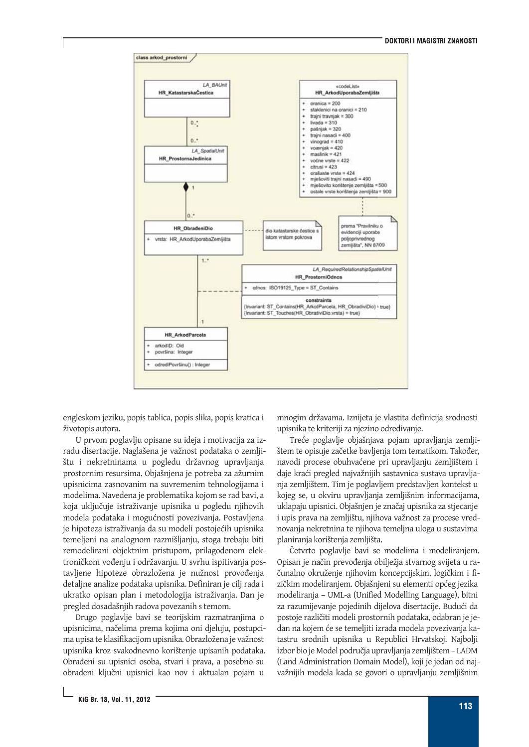class arkod_prostorni

HR_KatastarskaČestica (LA_BAUnit)

HR_ProstornaJedinica (LA_SpatialUnit)

«codeList» HR_ArkodUporabaZemljišta

+ oranica = 200
+ staklenici na oranici = 210
+ trajni travnjak = 300
+ livada = 310
+ pašnjak = 320
+ trajni nasadi = 400
+ vinograd = 410
+ voćnjak = 420
+ maslinik = 421
+ voćne vrste = 422
+ citrusi = 423
+ orašaste vrste = 424
+ mješoviti trajni nasadi = 490
+ mješovito korištenje zemljišta = 500
+ ostale vrste korištenja zemljišta = 900

HR_ObrađeniDio

+ vrsta: HR_ArkodUporabaZemljišta

dio katastarske čestice s istom vrstom pokrova

prema "Pravilniku o evidenciji uporabe poljoprivrednog zemljišta", NN 87/09

HR_ProstorniOdnos (LA_RequiredRelationshipSpatialUnit)

+ odnos: ISO19125_Type = ST_Contains

constraints
{Invariant: ST_Contains(HR_ArkodParcela, HR_ObradiviDio) = true}
{Invariant: ST_Touches(HR_ObradiviDio.vrsta) = true}

HR_ArkodParcela

+ arkodID: Oid
+ površina: Integer

+ odrediPovršinu() : Integer

engleskom jeziku, popis tablica, popis slika, popis kratica i životopis autora.

U prvom poglavlju opisane su ideja i motivacija za izradu disertacije. Naglašena je važnost podataka o zemljištu i nekretninama u pogledu državnog upravljanja prostornim resursima. Objašnjena je potreba za ažurnim upisnicima zasnovanim na suvremenim tehnologijama i modelima. Navedena je problematika kojom se rad bavi, a koja uključuje istraživanje upisnika u pogledu njihovih modela podataka i mogućnosti povezivanja. Postavljena je hipoteza istraživanja da su modeli postojećih upisnika temeljeni na analognom razmišljanju, stoga trebaju biti remodelirani objektnim pristupom, prilagođenom elektroničkom vođenju i održavanju. U svrhu ispitivanja postavljene hipoteze obrazložena je nužnost provođenja detaljne analize podataka upisnika. Definiran je cilj rada i ukratko opisan plan i metodologija istraživanja. Dan je pregled dosadašnjih radova povezanih s temom.

Drugo poglavlje se bavi se teorijskim razmatranjima o upisnicima, načelima prema kojima oni djeluju, postupcima upisa te klasifikacijom upisnika. Obrazložena je važnost upisnika kroz svakodnevno korištenje upisanih podataka. Obrađeni su upisnici osoba, stvari i prava, a posebno su obrađeni ključni upisnici kao nov i aktualan pojam u mnogim državama. Iznijeta je vlastita definicija srodnosti upisnika te kriteriji za njezino određivanje.

Treće poglavlje objašnjava pojam upravljanja zemljištem te opisuje začetke bavljenja tom tematikom. Također, navodi procese obuhvaćene pri upravljanju zemljištem i daje kraći pregled najvažnijih sastavnica sustava upravljanja zemljištem. Tim je poglavljem predstavljen kontekst u kojeg se, u okviru upravljanja zemljišnim informacijama, uklapaju upisnici. Objašnjen je značaj upisnika za stjecanje i upis prava na zemljištu, njihova važnost za procese vrednovanja nekretnina te njihova temeljna uloga u sustavima planiranja korištenja zemljišta.

Četvrto poglavlje bavi se modelima i modeliranjem. Opisan je način prevođenja obilježja stvarnog svijeta u računalno okruženje njihovim koncepcijskim, logičkim i fizičkim modeliranjem. Objašnjeni su elementi općeg jezika modeliranja – UML-a (Unified Modelling Language), bitni za razumijevanje pojedinih dijelova disertacije. Budući da postoje različiti modeli prostornih podataka, odabran je jedan na kojem će se temeljiti izrada modela povezivanja katastru srodnih upisnika u Republici Hrvatskoj. Najbolji izbor bio je Model područja upravljanja zemljištem – LADM (Land Administration Domain Model), koji je jedan od najvažnijih modela kada se govori o upravljanju zemljišnim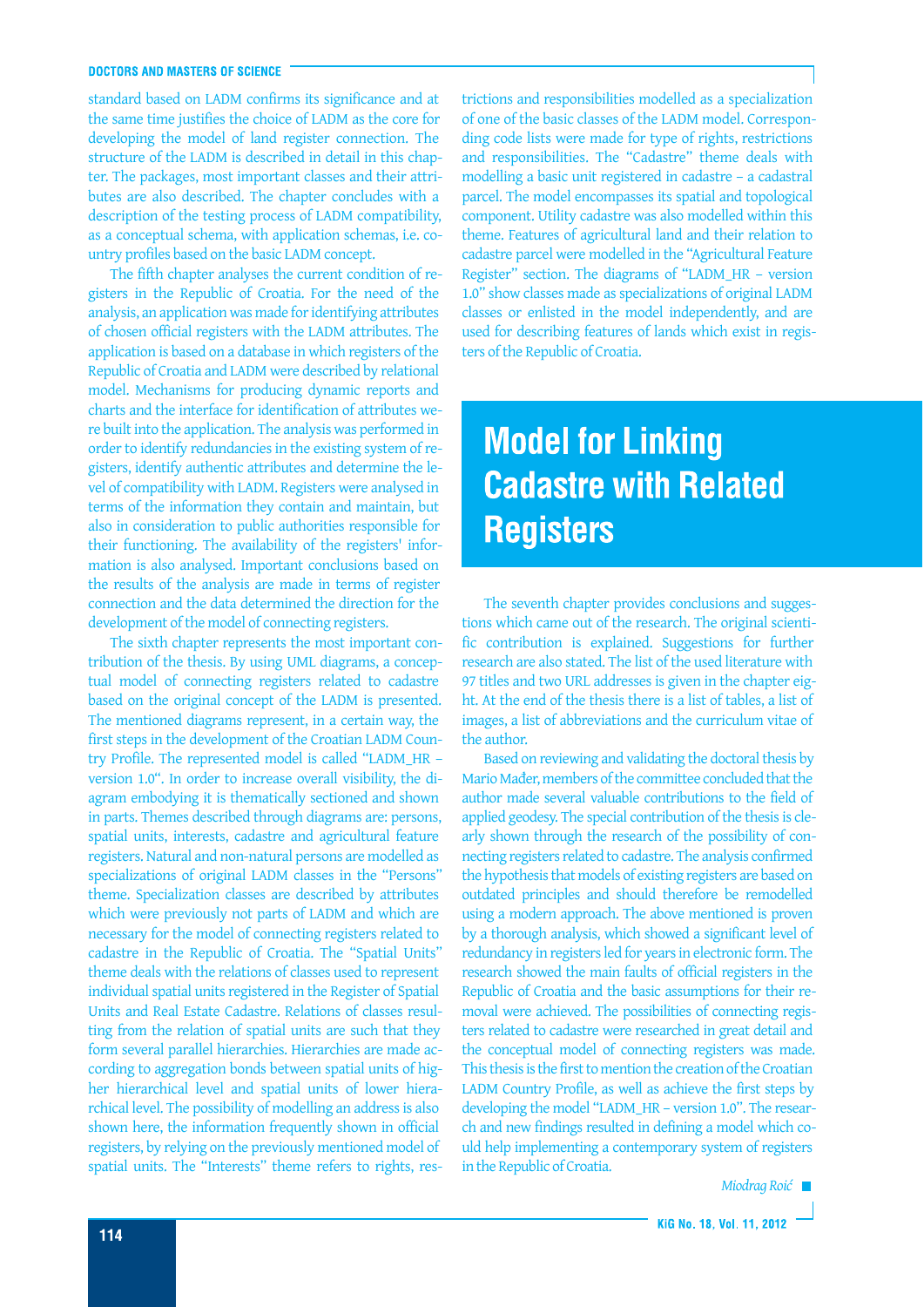standard based on LADM confirms its significance and at the same time justifies the choice of LADM as the core for developing the model of land register connection. The structure of the LADM is described in detail in this chapter. The packages, most important classes and their attributes are also described. The chapter concludes with a description of the testing process of LADM compatibility, as a conceptual schema, with application schemas, i.e. country profiles based on the basic LADM concept.

The fifth chapter analyses the current condition of registers in the Republic of Croatia. For the need of the analysis, an application was made for identifying attributes of chosen official registers with the LADM attributes. The application is based on a database in which registers of the Republic of Croatia and LADM were described by relational model. Mechanisms for producing dynamic reports and charts and the interface for identification of attributes were built into the application. The analysis was performed in order to identify redundancies in the existing system of registers, identify authentic attributes and determine the level of compatibility with LADM. Registers were analysed in terms of the information they contain and maintain, but also in consideration to public authorities responsible for their functioning. The availability of the registers' information is also analysed. Important conclusions based on the results of the analysis are made in terms of register connection and the data determined the direction for the development of the model of connecting registers.

The sixth chapter represents the most important contribution of the thesis. By using UML diagrams, a conceptual model of connecting registers related to cadastre based on the original concept of the LADM is presented. The mentioned diagrams represent, in a certain way, the first steps in the development of the Croatian LADM Country Profile. The represented model is called "LADM_HR – version 1.0". In order to increase overall visibility, the diagram embodying it is thematically sectioned and shown in parts. Themes described through diagrams are: persons, spatial units, interests, cadastre and agricultural feature registers. Natural and non-natural persons are modelled as specializations of original LADM classes in the "Persons" theme. Specialization classes are described by attributes which were previously not parts of LADM and which are necessary for the model of connecting registers related to cadastre in the Republic of Croatia. The "Spatial Units" theme deals with the relations of classes used to represent individual spatial units registered in the Register of Spatial Units and Real Estate Cadastre. Relations of classes resulting from the relation of spatial units are such that they form several parallel hierarchies. Hierarchies are made according to aggregation bonds between spatial units of higher hierarchical level and spatial units of lower hierarchical level. The possibility of modelling an address is also shown here, the information frequently shown in official registers, by relying on the previously mentioned model of spatial units. The "Interests" theme refers to rights, restrictions and responsibilities modelled as a specialization of one of the basic classes of the LADM model. Corresponding code lists were made for type of rights, restrictions and responsibilities. The "Cadastre" theme deals with modelling a basic unit registered in cadastre – a cadastral parcel. The model encompasses its spatial and topological component. Utility cadastre was also modelled within this theme. Features of agricultural land and their relation to cadastre parcel were modelled in the "Agricultural Feature Register" section. The diagrams of "LADM_HR – version 1.0" show classes made as specializations of original LADM classes or enlisted in the model independently, and are used for describing features of lands which exist in registers of the Republic of Croatia.

# Model for Linking Cadastre with Related Registers

The seventh chapter provides conclusions and suggestions which came out of the research. The original scientific contribution is explained. Suggestions for further research are also stated. The list of the used literature with 97 titles and two URL addresses is given in the chapter eight. At the end of the thesis there is a list of tables, a list of images, a list of abbreviations and the curriculum vitae of the author.

Based on reviewing and validating the doctoral thesis by Mario Mađer, members of the committee concluded that the author made several valuable contributions to the field of applied geodesy. The special contribution of the thesis is clearly shown through the research of the possibility of connecting registers related to cadastre. The analysis confirmed the hypothesis that models of existing registers are based on outdated principles and should therefore be remodelled using a modern approach. The above mentioned is proven by a thorough analysis, which showed a significant level of redundancy in registers led for years in electronic form. The research showed the main faults of official registers in the Republic of Croatia and the basic assumptions for their removal were achieved. The possibilities of connecting registers related to cadastre were researched in great detail and the conceptual model of connecting registers was made. This thesis is the first to mention the creation of the Croatian LADM Country Profile, as well as achieve the first steps by developing the model "LADM_HR – version 1.0". The research and new findings resulted in defining a model which could help implementing a contemporary system of registers in the Republic of Croatia.

*Miodrag Roić*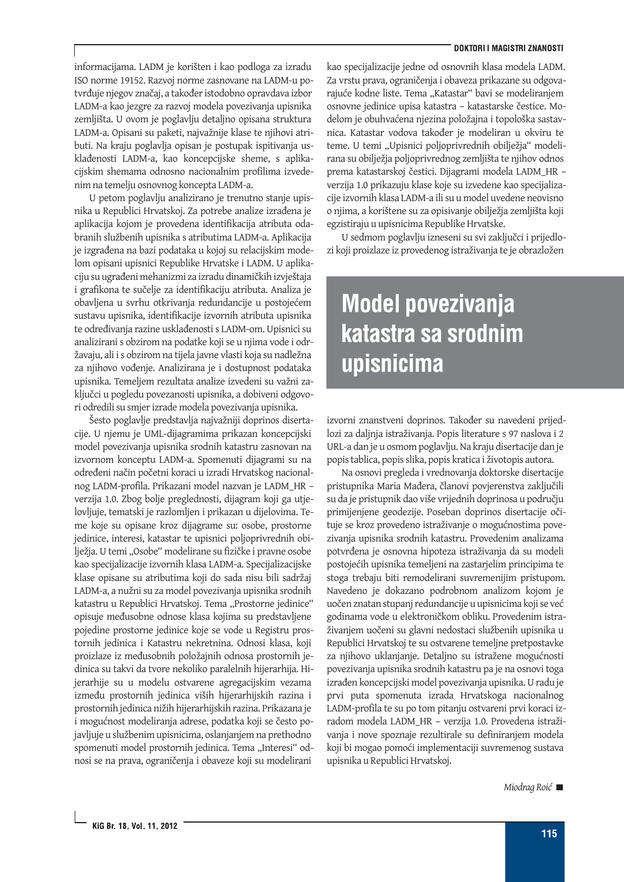informacijama. LADM je korišten i kao podloga za izradu ISO norme 19152. Razvoj norme zasnovane na LADM-u potvrđuje njegov značaj, a također istodobno opravdava izbor LADM-a kao jezgre za razvoj modela povezivanja upisnika zemljišta. U ovom je poglavlju detaljno opisana struktura LADM-a. Opisani su paketi, najvažnije klase te njihovi atributi. Na kraju poglavlja opisan je postupak ispitivanja usklađenosti LADM-a, kao koncepcijske sheme, s aplikacijskim shemama odnosno nacionalnim profilima izvedenim na temelju osnovnog koncepta LADM-a.

U petom poglavlju analizirano je trenutno stanje upisnika u Republici Hrvatskoj. Za potrebe analize izrađena je aplikacija kojom je provedena identifikacija atributa odabranih službenih upisnika s atributima LADM-a. Aplikacija je izgrađena na bazi podataka u kojoj su relacijskim modelom opisani upisnici Republike Hrvatske i LADM. U aplikaciju su ugrađeni mehanizmi za izradu dinamičkih izvještaja i grafikona te sučelje za identifikaciju atributa. Analiza je obavljena u svrhu otkrivanja redundancije u postojećem sustavu upisnika, identifikacije izvornih atributa upisnika te određivanja razine usklađenosti s LADM-om. Upisnici su analizirani s obzirom na podatke koji se u njima vode i održavaju, ali i s obzirom na tijela javne vlasti koja su nadležna za njihovo vođenje. Analizirana je i dostupnost podataka upisnika. Temeljem rezultata analize izvedeni su važni zaključci u pogledu povezanosti upisnika, a dobiveni odgovori odredili su smjer izrade modela povezivanja upisnika.

Šesto poglavlje predstavlja najvažniji doprinos disertacije. U njemu je UML-dijagramima prikazan koncepcijski model povezivanja upisnika srodnih katastru zasnovan na izvornom konceptu LADM-a. Spomenuti dijagrami su na određeni način početni koraci u izradi Hrvatskog nacionalnog LADM-profila. Prikazani model nazvan je LADM_HR – verzija 1.0. Zbog bolje preglednosti, dijagram koji ga utjelovljuje, tematski je razlomljen i prikazan u dijelovima. Teme koje su opisane kroz dijagrame su: osobe, prostorne jedinice, interesi, katastar te upisnici poljoprivrednih obilježja. U temi „Osobe" modelirane su fizičke i pravne osobe kao specijalizacije izvornih klasa LADM-a. Specijalizacijske klase opisane su atributima koji do sada nisu bili sadržaj LADM-a, a nužni su za model povezivanja upisnika srodnih katastru u Republici Hrvatskoj. Tema „Prostorne jedinice" opisuje međusobne odnose klasa kojima su predstavljene pojedine prostorne jedinice koje se vode u Registru prostornih jedinica i Katastru nekretnina. Odnosi klasa, koji proizlaze iz međusobnih položajnih odnosa prostornih jedinica su takvi da tvore nekoliko paralelnih hijerarhija. Hijerarhije su u modelu ostvarene agregacijskim vezama između prostornih jedinica viših hijerarhijskih razina i prostornih jedinica nižih hijerarhijskih razina. Prikazana je i mogućnost modeliranja adrese, podatka koji se često pojavljuje u službenim upisnicima, oslanjanjem na prethodno spomenuti model prostornih jedinica. Tema „Interesi" odnosi se na prava, ograničenja i obaveze koji su modelirani kao specijalizacije jedne od osnovnih klasa modela LADM. Za vrstu prava, ograničenja i obaveza prikazane su odgovarajuće kodne liste. Tema „Katastar" bavi se modeliranjem osnovne jedinice upisa katastra – katastarske čestice. Modelom je obuhvaćena njezina položajna i topološka sastavnica. Katastar vodova također je modeliran u okviru te teme. U temi „Upisnici poljoprivrednih obilježja" modelirana su obilježja poljoprivrednog zemljišta te njihov odnos prema katastarskoj čestici. Dijagrami modela LADM_HR – verzija 1.0 prikazuju klase koje su izvedene kao specijalizacije izvornih klasa LADM-a ili su u model uvedene neovisno o njima, a korištene su za opisivanje obilježja zemljišta koji egzistiraju u upisnicima Republike Hrvatske.

U sedmom poglavlju izneseni su svi zaključci i prijedlozi koji proizlaze iz provedenog istraživanja te je obrazložen izvorni znanstveni doprinos. Također su navedeni prijedlozi za daljnja istraživanja. Popis literature s 97 naslova i 2 URL-a dan je u osmom poglavlju. Na kraju disertacije dan je popis tablica, popis slika, popis kratica i životopis autora.

Na osnovi pregleda i vrednovanja doktorske disertacije pristupnika Maria Mađera, članovi povjerenstva zaključili su da je pristupnik dao više vrijednih doprinosa u području primijenjene geodezije. Poseban doprinos disertacije očituje se kroz provedeno istraživanje o mogućnostima povezivanja upisnika srodnih katastru. Provedenim analizama potvrđena je osnovna hipoteza istraživanja da su modeli postojećih upisnika temeljeni na zastarjelim principima te stoga trebaju biti remodelirani suvremenijim pristupom. Navedeno je dokazano podrobnom analizom kojom je uočen znatan stupanj redundancije u upisnicima koji se već godinama vode u elektroničkom obliku. Provedenim istraživanjem uočeni su glavni nedostaci službenih upisnika u Republici Hrvatskoj te su ostvarene temeljne pretpostavke za njihovo uklanjanje. Detaljno su istražene mogućnosti povezivanja upisnika srodnih katastru pa je na osnovi toga izrađen koncepcijski model povezivanja upisnika. U radu je prvi puta spomenuta izrada Hrvatskoga nacionalnog LADM-profila te su po tom pitanju ostvareni prvi koraci izradom modela LADM_HR – verzija 1.0. Provedena istraživanja i nove spoznaje rezultirale su definiranjem modela koji bi mogao pomoći implementaciji suvremenog sustava upisnika u Republici Hrvatskoj.

*Miodrag Roić*

# Model povezivanja katastra sa srodnim upisnicima